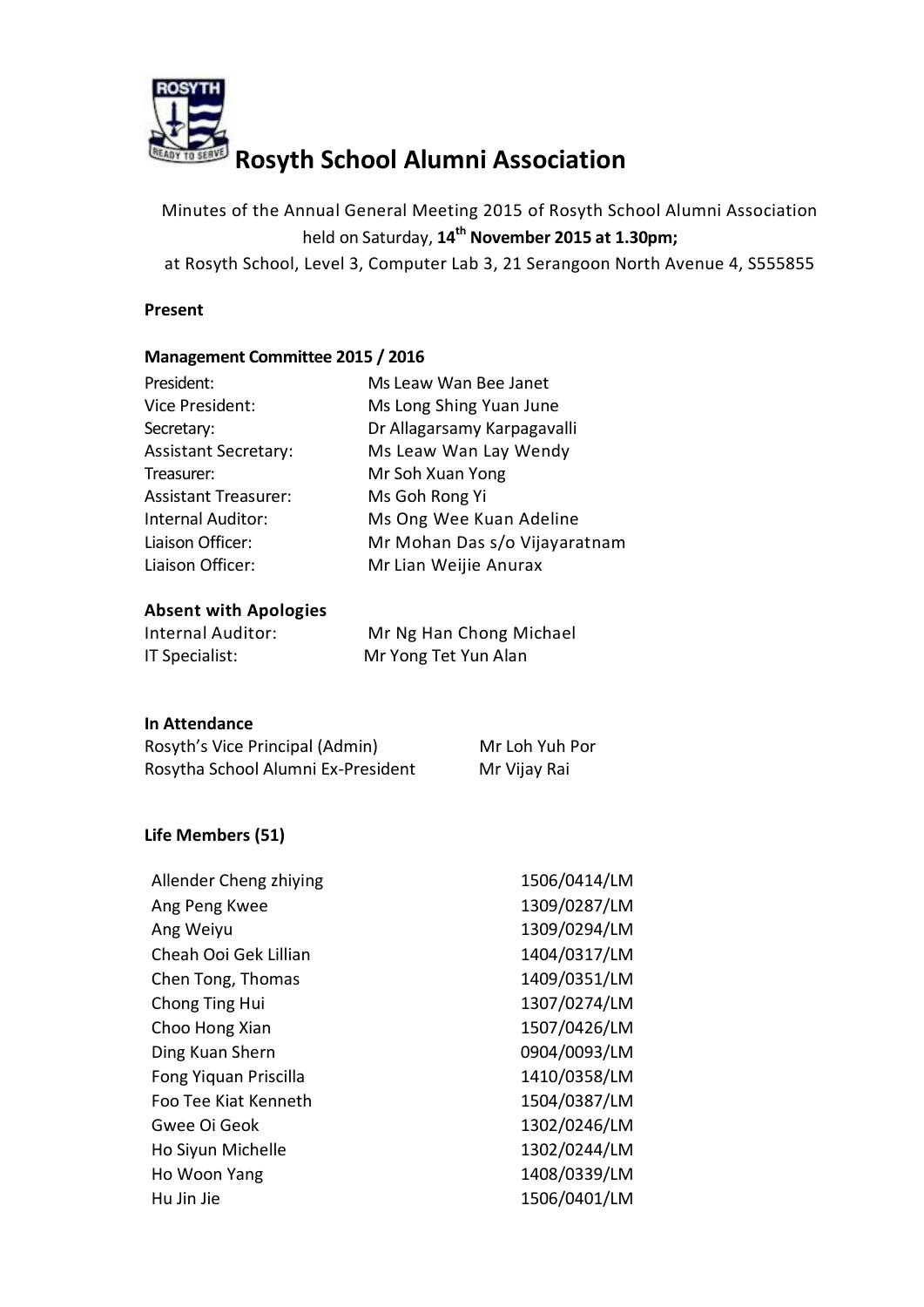# Rosyth School Alumni Association

Minutes of the Annual General Meeting 2015 of Rosyth School Alumni Association held on Saturday, **14th November 2015 at 1.30pm;** at Rosyth School, Level 3, Computer Lab 3, 21 Serangoon North Avenue 4, S555855

**Present**

**Management Committee 2015 / 2016**

| | |
|---|---|
| President: | Ms Leaw Wan Bee Janet |
| Vice President: | Ms Long Shing Yuan June |
| Secretary: | Dr Allagarsamy Karpagavalli |
| Assistant Secretary: | Ms Leaw Wan Lay Wendy |
| Treasurer: | Mr Soh Xuan Yong |
| Assistant Treasurer: | Ms Goh Rong Yi |
| Internal Auditor: | Ms Ong Wee Kuan Adeline |
| Liaison Officer: | Mr Mohan Das s/o Vijayaratnam |
| Liaison Officer: | Mr Lian Weijie Anurax |

**Absent with Apologies**

| | |
|---|---|
| Internal Auditor: | Mr Ng Han Chong Michael |
| IT Specialist: | Mr Yong Tet Yun Alan |

**In Attendance**

| | |
|---|---|
| Rosyth's Vice Principal (Admin) | Mr Loh Yuh Por |
| Rosytha School Alumni Ex-President | Mr Vijay Rai |

**Life Members (51)**

| | |
|---|---|
| Allender Cheng zhiying | 1506/0414/LM |
| Ang Peng Kwee | 1309/0287/LM |
| Ang Weiyu | 1309/0294/LM |
| Cheah Ooi Gek Lillian | 1404/0317/LM |
| Chen Tong, Thomas | 1409/0351/LM |
| Chong Ting Hui | 1307/0274/LM |
| Choo Hong Xian | 1507/0426/LM |
| Ding Kuan Shern | 0904/0093/LM |
| Fong Yiquan Priscilla | 1410/0358/LM |
| Foo Tee Kiat Kenneth | 1504/0387/LM |
| Gwee Oi Geok | 1302/0246/LM |
| Ho Siyun Michelle | 1302/0244/LM |
| Ho Woon Yang | 1408/0339/LM |
| Hu Jin Jie | 1506/0401/LM |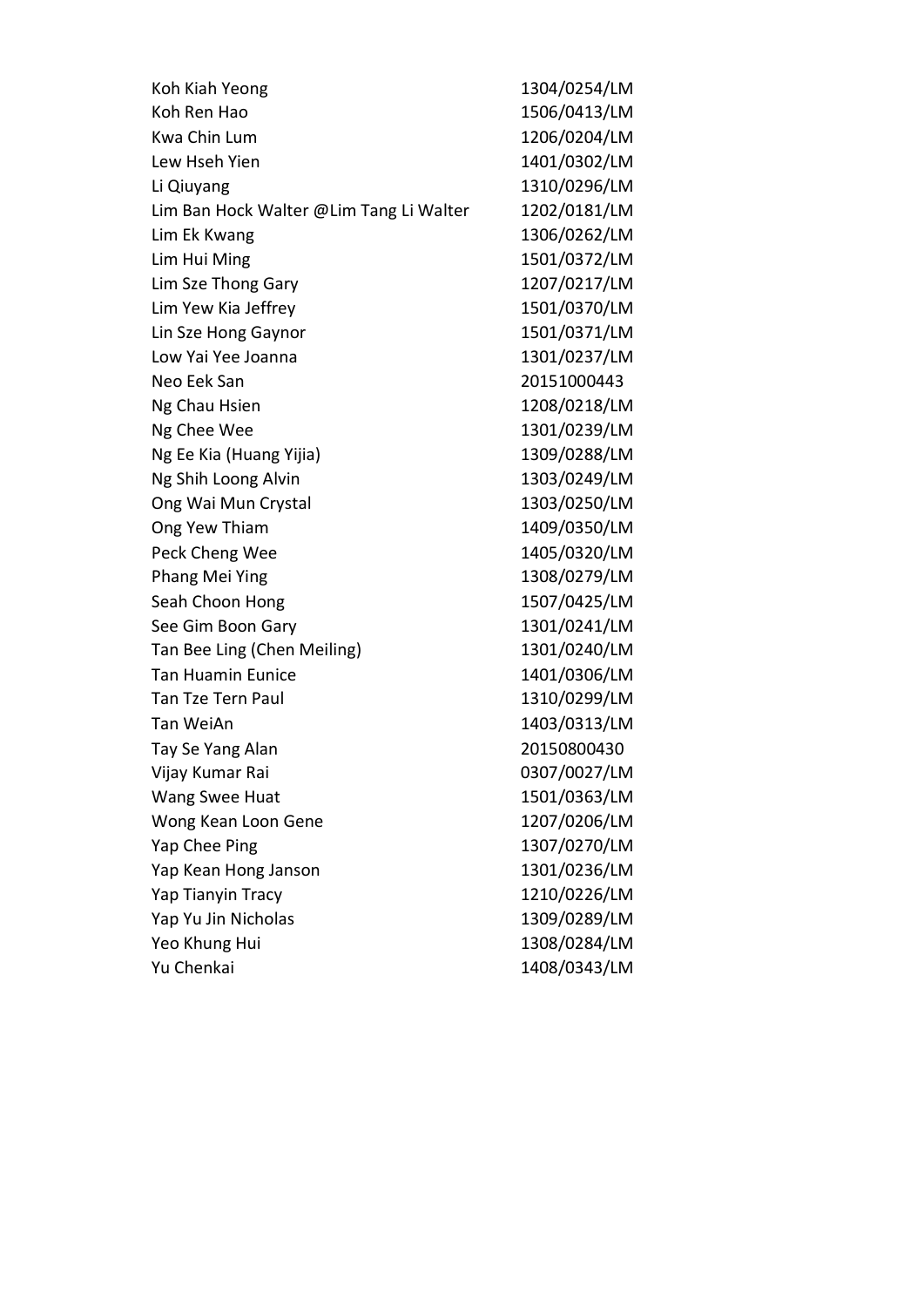| | |
|---|---|
| Koh Kiah Yeong | 1304/0254/LM |
| Koh Ren Hao | 1506/0413/LM |
| Kwa Chin Lum | 1206/0204/LM |
| Lew Hseh Yien | 1401/0302/LM |
| Li Qiuyang | 1310/0296/LM |
| Lim Ban Hock Walter @Lim Tang Li Walter | 1202/0181/LM |
| Lim Ek Kwang | 1306/0262/LM |
| Lim Hui Ming | 1501/0372/LM |
| Lim Sze Thong Gary | 1207/0217/LM |
| Lim Yew Kia Jeffrey | 1501/0370/LM |
| Lin Sze Hong Gaynor | 1501/0371/LM |
| Low Yai Yee Joanna | 1301/0237/LM |
| Neo Eek San | 20151000443 |
| Ng Chau Hsien | 1208/0218/LM |
| Ng Chee Wee | 1301/0239/LM |
| Ng Ee Kia (Huang Yijia) | 1309/0288/LM |
| Ng Shih Loong Alvin | 1303/0249/LM |
| Ong Wai Mun Crystal | 1303/0250/LM |
| Ong Yew Thiam | 1409/0350/LM |
| Peck Cheng Wee | 1405/0320/LM |
| Phang Mei Ying | 1308/0279/LM |
| Seah Choon Hong | 1507/0425/LM |
| See Gim Boon Gary | 1301/0241/LM |
| Tan Bee Ling (Chen Meiling) | 1301/0240/LM |
| Tan Huamin Eunice | 1401/0306/LM |
| Tan Tze Tern Paul | 1310/0299/LM |
| Tan WeiAn | 1403/0313/LM |
| Tay Se Yang Alan | 20150800430 |
| Vijay Kumar Rai | 0307/0027/LM |
| Wang Swee Huat | 1501/0363/LM |
| Wong Kean Loon Gene | 1207/0206/LM |
| Yap Chee Ping | 1307/0270/LM |
| Yap Kean Hong Janson | 1301/0236/LM |
| Yap Tianyin Tracy | 1210/0226/LM |
| Yap Yu Jin Nicholas | 1309/0289/LM |
| Yeo Khung Hui | 1308/0284/LM |
| Yu Chenkai | 1408/0343/LM |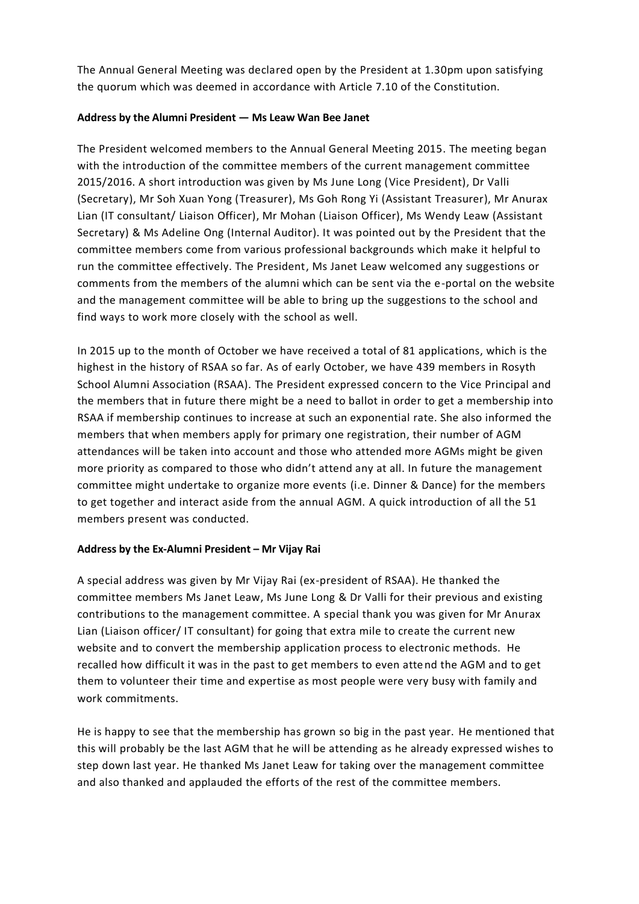The Annual General Meeting was declared open by the President at 1.30pm upon satisfying the quorum which was deemed in accordance with Article 7.10 of the Constitution.

**Address by the Alumni President — Ms Leaw Wan Bee Janet**

The President welcomed members to the Annual General Meeting 2015. The meeting began with the introduction of the committee members of the current management committee 2015/2016. A short introduction was given by Ms June Long (Vice President), Dr Valli (Secretary), Mr Soh Xuan Yong (Treasurer), Ms Goh Rong Yi (Assistant Treasurer), Mr Anurax Lian (IT consultant/ Liaison Officer), Mr Mohan (Liaison Officer), Ms Wendy Leaw (Assistant Secretary) & Ms Adeline Ong (Internal Auditor). It was pointed out by the President that the committee members come from various professional backgrounds which make it helpful to run the committee effectively. The President, Ms Janet Leaw welcomed any suggestions or comments from the members of the alumni which can be sent via the e-portal on the website and the management committee will be able to bring up the suggestions to the school and find ways to work more closely with the school as well.

In 2015 up to the month of October we have received a total of 81 applications, which is the highest in the history of RSAA so far. As of early October, we have 439 members in Rosyth School Alumni Association (RSAA). The President expressed concern to the Vice Principal and the members that in future there might be a need to ballot in order to get a membership into RSAA if membership continues to increase at such an exponential rate. She also informed the members that when members apply for primary one registration, their number of AGM attendances will be taken into account and those who attended more AGMs might be given more priority as compared to those who didn't attend any at all. In future the management committee might undertake to organize more events (i.e. Dinner & Dance) for the members to get together and interact aside from the annual AGM. A quick introduction of all the 51 members present was conducted.

**Address by the Ex-Alumni President – Mr Vijay Rai**

A special address was given by Mr Vijay Rai (ex-president of RSAA). He thanked the committee members Ms Janet Leaw, Ms June Long & Dr Valli for their previous and existing contributions to the management committee. A special thank you was given for Mr Anurax Lian (Liaison officer/ IT consultant) for going that extra mile to create the current new website and to convert the membership application process to electronic methods. He recalled how difficult it was in the past to get members to even attend the AGM and to get them to volunteer their time and expertise as most people were very busy with family and work commitments.

He is happy to see that the membership has grown so big in the past year. He mentioned that this will probably be the last AGM that he will be attending as he already expressed wishes to step down last year. He thanked Ms Janet Leaw for taking over the management committee and also thanked and applauded the efforts of the rest of the committee members.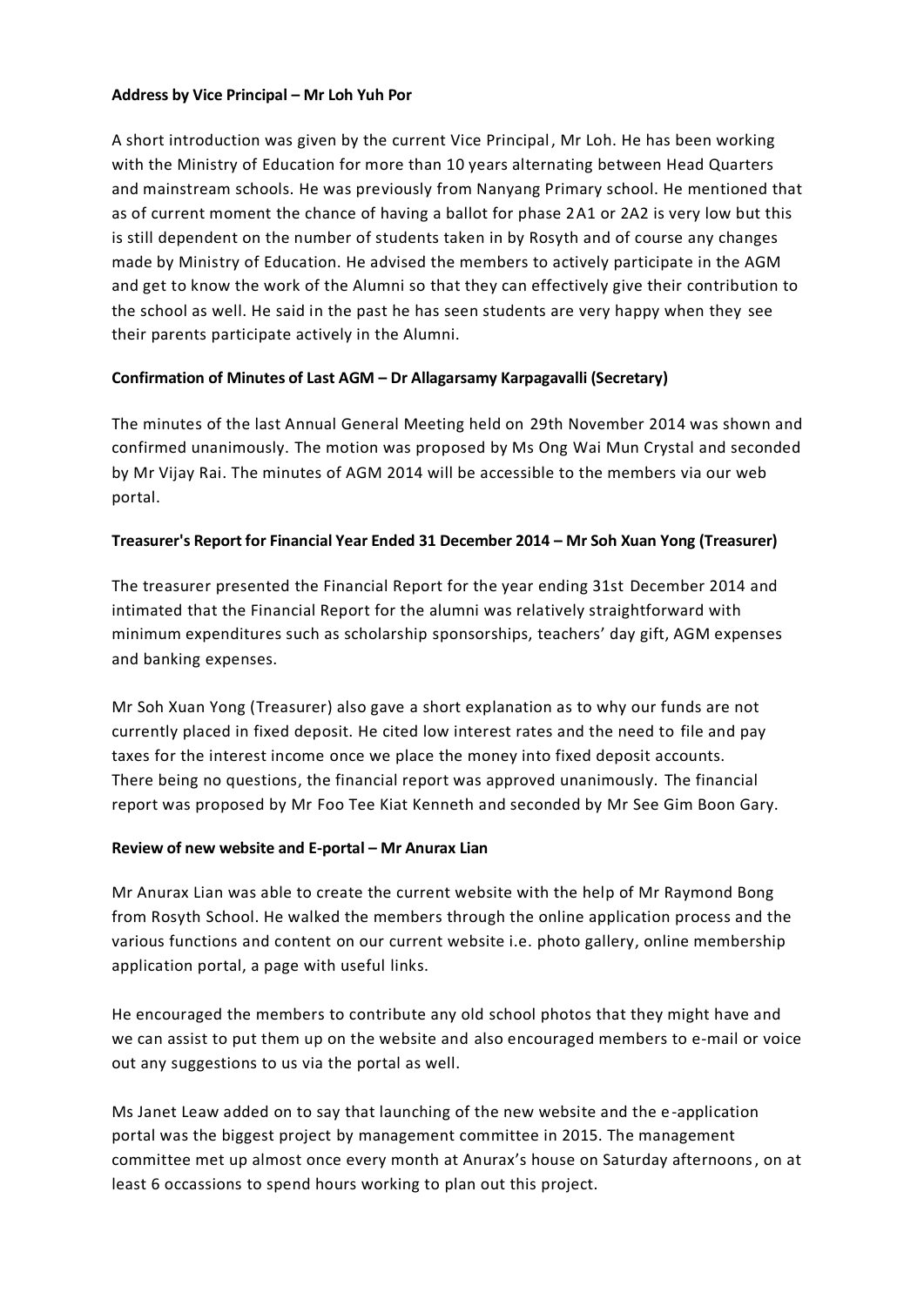**Address by Vice Principal – Mr Loh Yuh Por**

A short introduction was given by the current Vice Principal, Mr Loh. He has been working with the Ministry of Education for more than 10 years alternating between Head Quarters and mainstream schools. He was previously from Nanyang Primary school. He mentioned that as of current moment the chance of having a ballot for phase 2A1 or 2A2 is very low but this is still dependent on the number of students taken in by Rosyth and of course any changes made by Ministry of Education. He advised the members to actively participate in the AGM and get to know the work of the Alumni so that they can effectively give their contribution to the school as well. He said in the past he has seen students are very happy when they see their parents participate actively in the Alumni.

**Confirmation of Minutes of Last AGM – Dr Allagarsamy Karpagavalli (Secretary)**

The minutes of the last Annual General Meeting held on 29th November 2014 was shown and confirmed unanimously. The motion was proposed by Ms Ong Wai Mun Crystal and seconded by Mr Vijay Rai. The minutes of AGM 2014 will be accessible to the members via our web portal.

**Treasurer's Report for Financial Year Ended 31 December 2014 – Mr Soh Xuan Yong (Treasurer)**

The treasurer presented the Financial Report for the year ending 31st December 2014 and intimated that the Financial Report for the alumni was relatively straightforward with minimum expenditures such as scholarship sponsorships, teachers' day gift, AGM expenses and banking expenses.

Mr Soh Xuan Yong (Treasurer) also gave a short explanation as to why our funds are not currently placed in fixed deposit. He cited low interest rates and the need to file and pay taxes for the interest income once we place the money into fixed deposit accounts. There being no questions, the financial report was approved unanimously. The financial report was proposed by Mr Foo Tee Kiat Kenneth and seconded by Mr See Gim Boon Gary.

**Review of new website and E-portal – Mr Anurax Lian**

Mr Anurax Lian was able to create the current website with the help of Mr Raymond Bong from Rosyth School. He walked the members through the online application process and the various functions and content on our current website i.e. photo gallery, online membership application portal, a page with useful links.

He encouraged the members to contribute any old school photos that they might have and we can assist to put them up on the website and also encouraged members to e-mail or voice out any suggestions to us via the portal as well.

Ms Janet Leaw added on to say that launching of the new website and the e-application portal was the biggest project by management committee in 2015. The management committee met up almost once every month at Anurax's house on Saturday afternoons, on at least 6 occassions to spend hours working to plan out this project.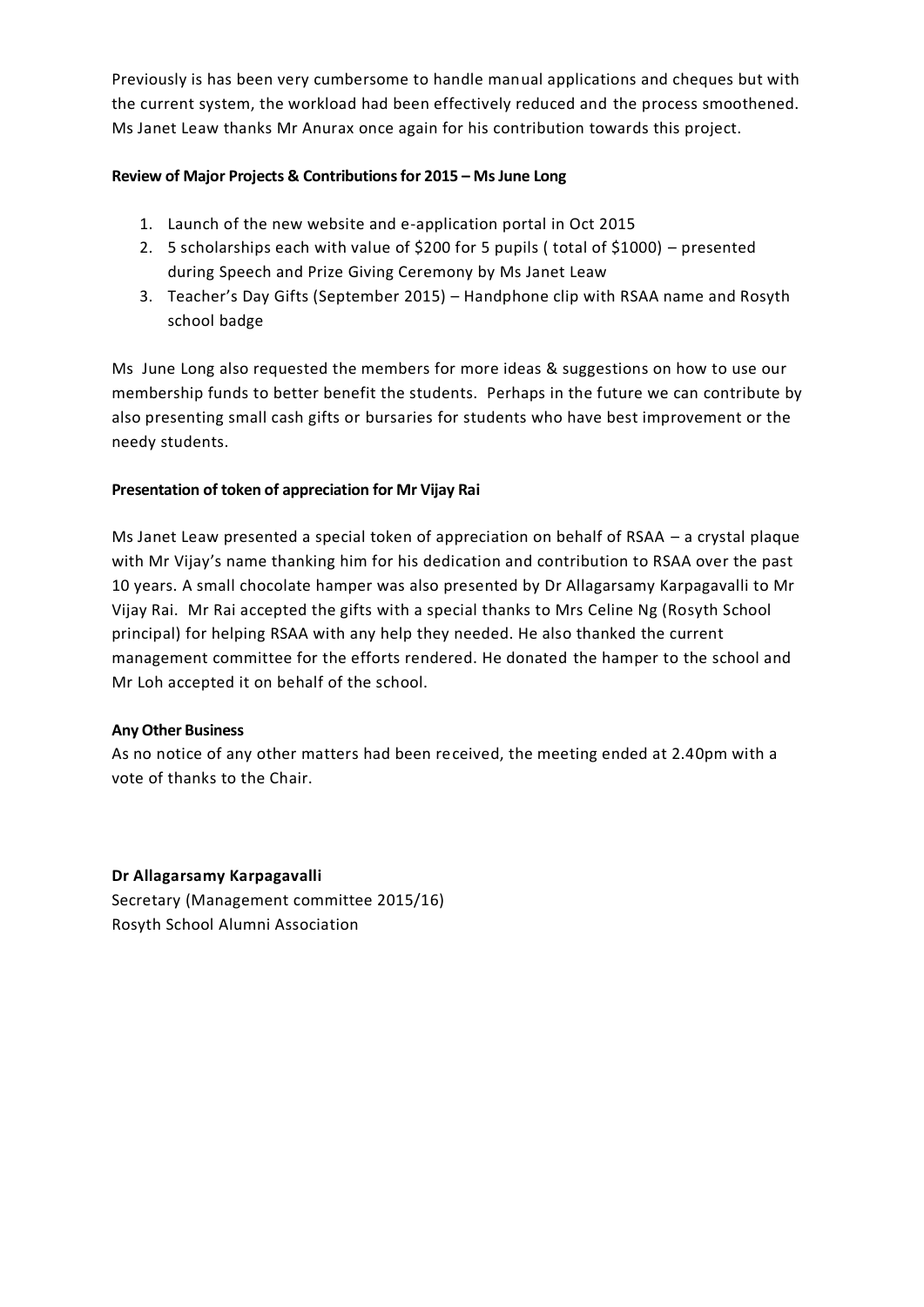Previously is has been very cumbersome to handle manual applications and cheques but with the current system, the workload had been effectively reduced and the process smoothened. Ms Janet Leaw thanks Mr Anurax once again for his contribution towards this project.

**Review of Major Projects & Contributions for 2015 – Ms June Long**

1. Launch of the new website and e-application portal in Oct 2015
2. 5 scholarships each with value of $200 for 5 pupils ( total of $1000) – presented during Speech and Prize Giving Ceremony by Ms Janet Leaw
3. Teacher's Day Gifts (September 2015) – Handphone clip with RSAA name and Rosyth school badge

Ms June Long also requested the members for more ideas & suggestions on how to use our membership funds to better benefit the students. Perhaps in the future we can contribute by also presenting small cash gifts or bursaries for students who have best improvement or the needy students.

**Presentation of token of appreciation for Mr Vijay Rai**

Ms Janet Leaw presented a special token of appreciation on behalf of RSAA – a crystal plaque with Mr Vijay's name thanking him for his dedication and contribution to RSAA over the past 10 years. A small chocolate hamper was also presented by Dr Allagarsamy Karpagavalli to Mr Vijay Rai. Mr Rai accepted the gifts with a special thanks to Mrs Celine Ng (Rosyth School principal) for helping RSAA with any help they needed. He also thanked the current management committee for the efforts rendered. He donated the hamper to the school and Mr Loh accepted it on behalf of the school.

**Any Other Business**

As no notice of any other matters had been received, the meeting ended at 2.40pm with a vote of thanks to the Chair.

**Dr Allagarsamy Karpagavalli**
Secretary (Management committee 2015/16)
Rosyth School Alumni Association